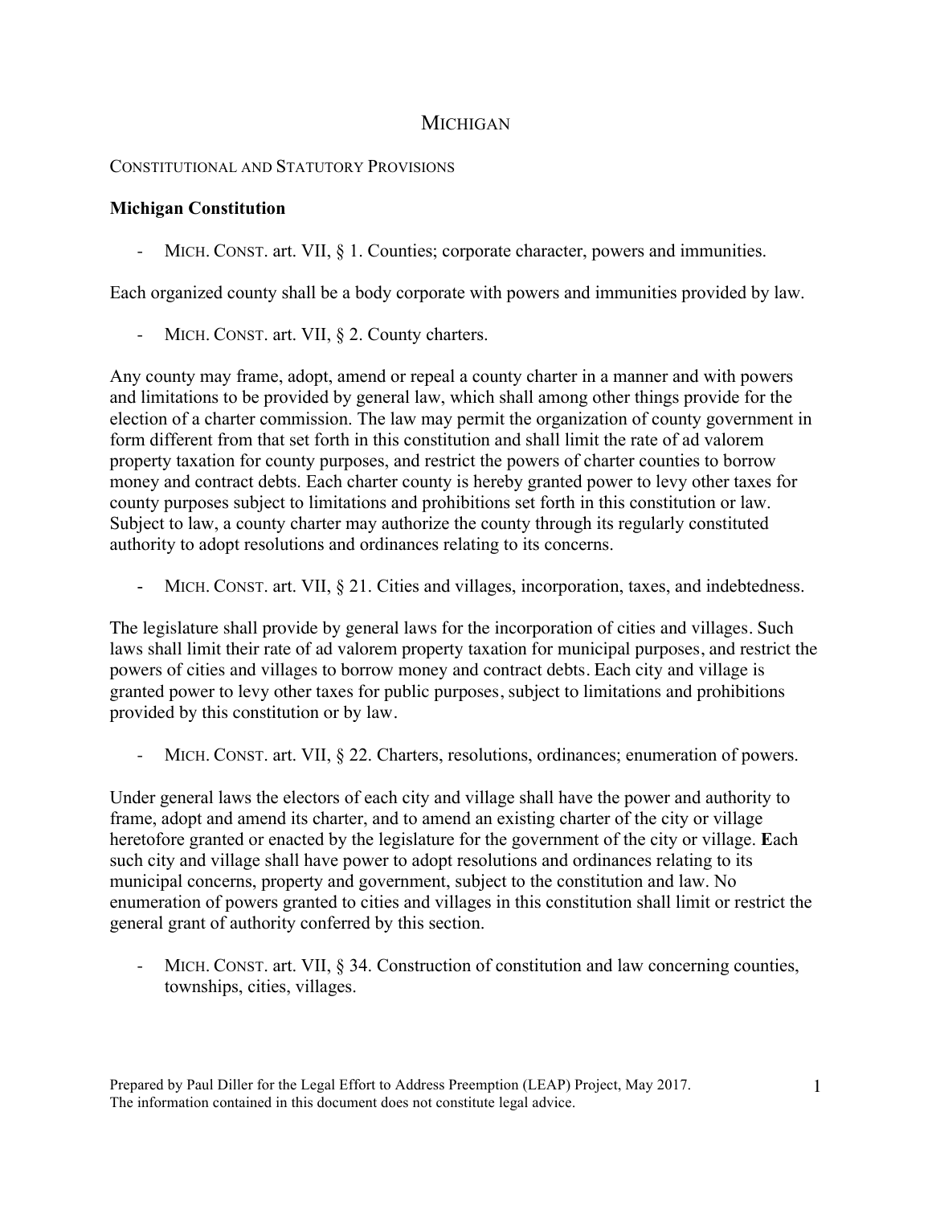# MICHIGAN

CONSTITUTIONAL AND STATUTORY PROVISIONS

**Michigan Constitution**

- MICH. CONST. art. VII, § 1. Counties; corporate character, powers and immunities.

Each organized county shall be a body corporate with powers and immunities provided by law.

- MICH. CONST. art. VII, § 2. County charters.

Any county may frame, adopt, amend or repeal a county charter in a manner and with powers and limitations to be provided by general law, which shall among other things provide for the election of a charter commission. The law may permit the organization of county government in form different from that set forth in this constitution and shall limit the rate of ad valorem property taxation for county purposes, and restrict the powers of charter counties to borrow money and contract debts. Each charter county is hereby granted power to levy other taxes for county purposes subject to limitations and prohibitions set forth in this constitution or law. Subject to law, a county charter may authorize the county through its regularly constituted authority to adopt resolutions and ordinances relating to its concerns.

- MICH. CONST. art. VII, § 21. Cities and villages, incorporation, taxes, and indebtedness.

The legislature shall provide by general laws for the incorporation of cities and villages. Such laws shall limit their rate of ad valorem property taxation for municipal purposes, and restrict the powers of cities and villages to borrow money and contract debts. Each city and village is granted power to levy other taxes for public purposes, subject to limitations and prohibitions provided by this constitution or by law.

- MICH. CONST. art. VII, § 22. Charters, resolutions, ordinances; enumeration of powers.

Under general laws the electors of each city and village shall have the power and authority to frame, adopt and amend its charter, and to amend an existing charter of the city or village heretofore granted or enacted by the legislature for the government of the city or village. **E**ach such city and village shall have power to adopt resolutions and ordinances relating to its municipal concerns, property and government, subject to the constitution and law. No enumeration of powers granted to cities and villages in this constitution shall limit or restrict the general grant of authority conferred by this section.

- MICH. CONST. art. VII, § 34. Construction of constitution and law concerning counties, townships, cities, villages.

Prepared by Paul Diller for the Legal Effort to Address Preemption (LEAP) Project, May 2017. The information contained in this document does not constitute legal advice.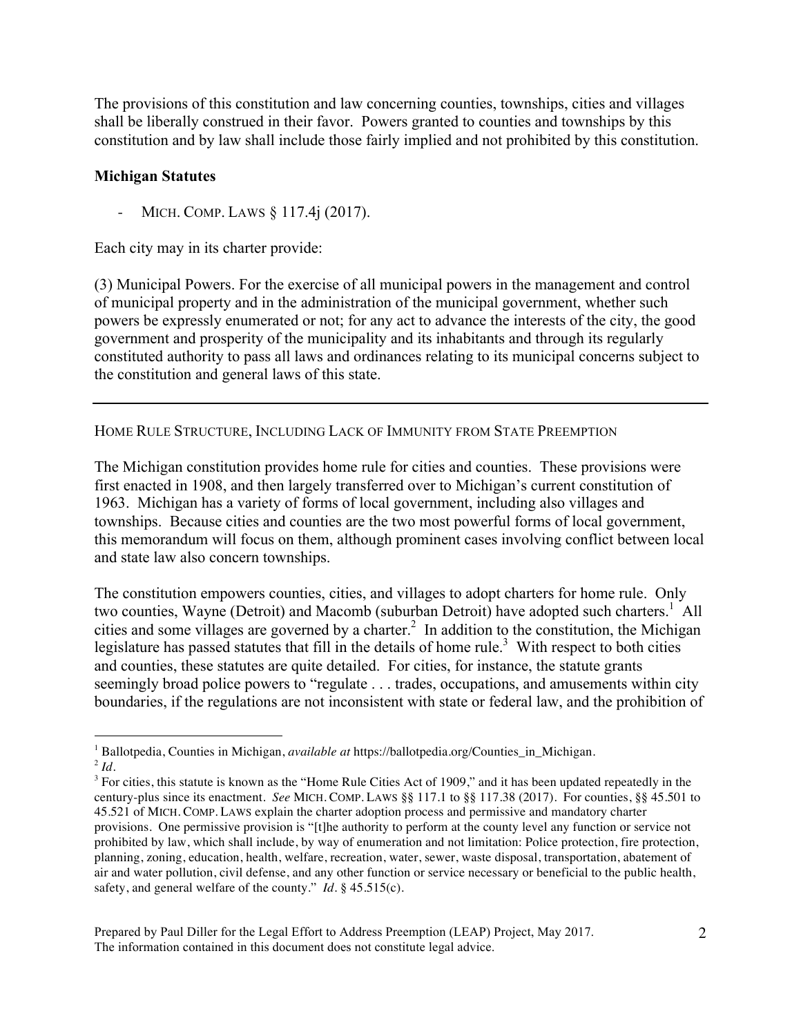The provisions of this constitution and law concerning counties, townships, cities and villages shall be liberally construed in their favor. Powers granted to counties and townships by this constitution and by law shall include those fairly implied and not prohibited by this constitution.

**Michigan Statutes**

- MICH. COMP. LAWS § 117.4j (2017).

Each city may in its charter provide:

(3) Municipal Powers. For the exercise of all municipal powers in the management and control of municipal property and in the administration of the municipal government, whether such powers be expressly enumerated or not; for any act to advance the interests of the city, the good government and prosperity of the municipality and its inhabitants and through its regularly constituted authority to pass all laws and ordinances relating to its municipal concerns subject to the constitution and general laws of this state.

---

HOME RULE STRUCTURE, INCLUDING LACK OF IMMUNITY FROM STATE PREEMPTION

The Michigan constitution provides home rule for cities and counties. These provisions were first enacted in 1908, and then largely transferred over to Michigan's current constitution of 1963. Michigan has a variety of forms of local government, including also villages and townships. Because cities and counties are the two most powerful forms of local government, this memorandum will focus on them, although prominent cases involving conflict between local and state law also concern townships.

The constitution empowers counties, cities, and villages to adopt charters for home rule. Only two counties, Wayne (Detroit) and Macomb (suburban Detroit) have adopted such charters.[1] All cities and some villages are governed by a charter.[2] In addition to the constitution, the Michigan legislature has passed statutes that fill in the details of home rule.[3] With respect to both cities and counties, these statutes are quite detailed. For cities, for instance, the statute grants seemingly broad police powers to "regulate . . . trades, occupations, and amusements within city boundaries, if the regulations are not inconsistent with state or federal law, and the prohibition of

---

[1] Ballotpedia, Counties in Michigan, *available at* https://ballotpedia.org/Counties_in_Michigan.

[2] *Id.*

[3] For cities, this statute is known as the "Home Rule Cities Act of 1909," and it has been updated repeatedly in the century-plus since its enactment. *See* MICH. COMP. LAWS §§ 117.1 to §§ 117.38 (2017). For counties, §§ 45.501 to 45.521 of MICH. COMP. LAWS explain the charter adoption process and permissive and mandatory charter provisions. One permissive provision is "[t]he authority to perform at the county level any function or service not prohibited by law, which shall include, by way of enumeration and not limitation: Police protection, fire protection, planning, zoning, education, health, welfare, recreation, water, sewer, waste disposal, transportation, abatement of air and water pollution, civil defense, and any other function or service necessary or beneficial to the public health, safety, and general welfare of the county." *Id.* § 45.515(c).

Prepared by Paul Diller for the Legal Effort to Address Preemption (LEAP) Project, May 2017. The information contained in this document does not constitute legal advice.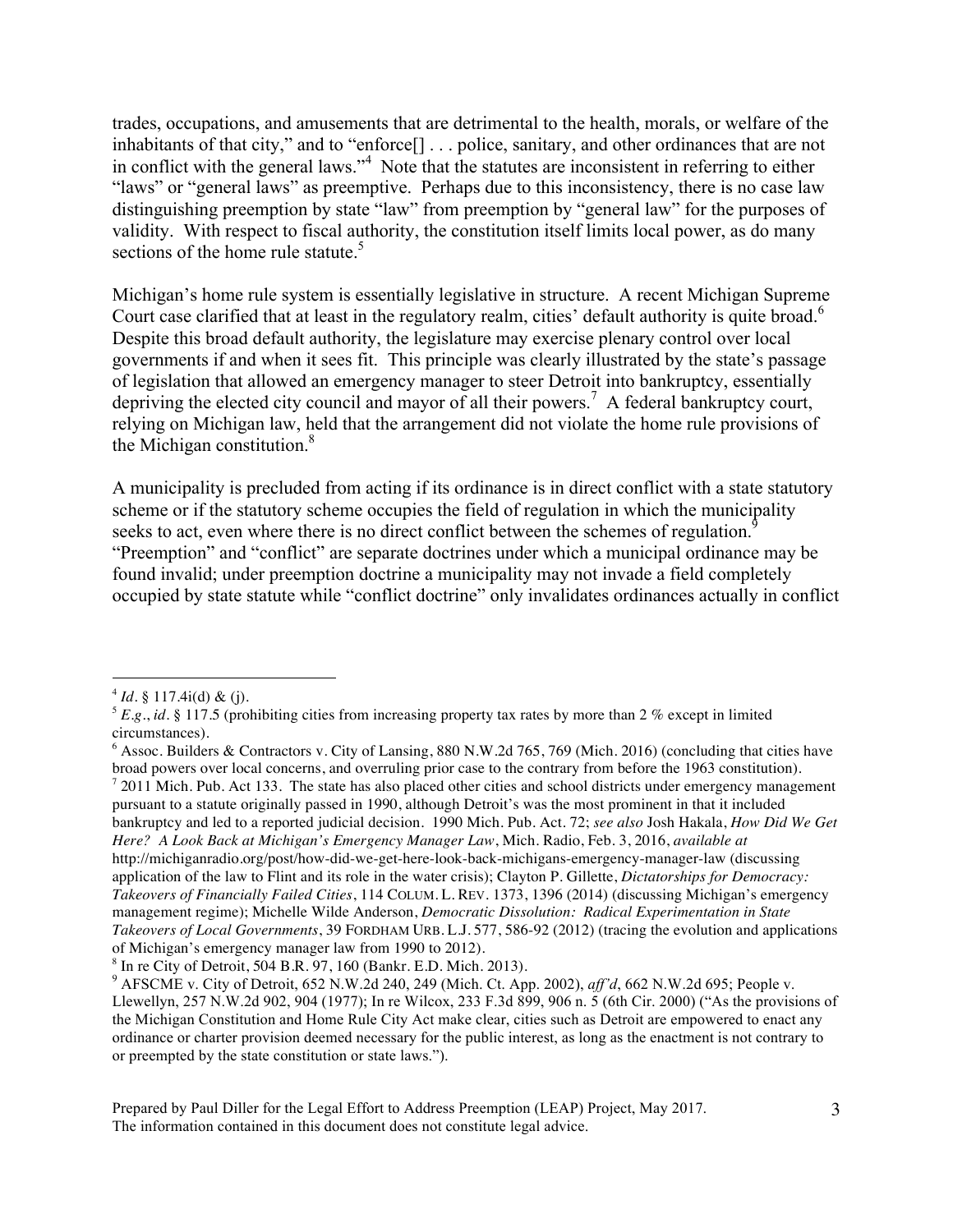trades, occupations, and amusements that are detrimental to the health, morals, or welfare of the inhabitants of that city," and to "enforce[] . . . police, sanitary, and other ordinances that are not in conflict with the general laws."[4] Note that the statutes are inconsistent in referring to either "laws" or "general laws" as preemptive. Perhaps due to this inconsistency, there is no case law distinguishing preemption by state "law" from preemption by "general law" for the purposes of validity. With respect to fiscal authority, the constitution itself limits local power, as do many sections of the home rule statute.[5]

Michigan's home rule system is essentially legislative in structure. A recent Michigan Supreme Court case clarified that at least in the regulatory realm, cities' default authority is quite broad.[6] Despite this broad default authority, the legislature may exercise plenary control over local governments if and when it sees fit. This principle was clearly illustrated by the state's passage of legislation that allowed an emergency manager to steer Detroit into bankruptcy, essentially depriving the elected city council and mayor of all their powers.[7] A federal bankruptcy court, relying on Michigan law, held that the arrangement did not violate the home rule provisions of the Michigan constitution.[8]

A municipality is precluded from acting if its ordinance is in direct conflict with a state statutory scheme or if the statutory scheme occupies the field of regulation in which the municipality seeks to act, even where there is no direct conflict between the schemes of regulation.[9] "Preemption" and "conflict" are separate doctrines under which a municipal ordinance may be found invalid; under preemption doctrine a municipality may not invade a field completely occupied by state statute while "conflict doctrine" only invalidates ordinances actually in conflict

---

[4] *Id*. § 117.4i(d) & (j).

[5] *E.g.*, *id*. § 117.5 (prohibiting cities from increasing property tax rates by more than 2 % except in limited circumstances).

[6] Assoc. Builders & Contractors v. City of Lansing, 880 N.W.2d 765, 769 (Mich. 2016) (concluding that cities have broad powers over local concerns, and overruling prior case to the contrary from before the 1963 constitution).

[7] 2011 Mich. Pub. Act 133. The state has also placed other cities and school districts under emergency management pursuant to a statute originally passed in 1990, although Detroit's was the most prominent in that it included bankruptcy and led to a reported judicial decision. 1990 Mich. Pub. Act. 72; *see also* Josh Hakala, *How Did We Get Here? A Look Back at Michigan's Emergency Manager Law*, Mich. Radio, Feb. 3, 2016, *available at* http://michiganradio.org/post/how-did-we-get-here-look-back-michigans-emergency-manager-law (discussing application of the law to Flint and its role in the water crisis); Clayton P. Gillette, *Dictatorships for Democracy: Takeovers of Financially Failed Cities*, 114 COLUM. L. REV. 1373, 1396 (2014) (discussing Michigan's emergency management regime); Michelle Wilde Anderson, *Democratic Dissolution: Radical Experimentation in State Takeovers of Local Governments*, 39 FORDHAM URB. L.J. 577, 586-92 (2012) (tracing the evolution and applications of Michigan's emergency manager law from 1990 to 2012).

[8] In re City of Detroit, 504 B.R. 97, 160 (Bankr. E.D. Mich. 2013).

[9] AFSCME v. City of Detroit, 652 N.W.2d 240, 249 (Mich. Ct. App. 2002), *aff'd*, 662 N.W.2d 695; People v. Llewellyn, 257 N.W.2d 902, 904 (1977); In re Wilcox, 233 F.3d 899, 906 n. 5 (6th Cir. 2000) ("As the provisions of the Michigan Constitution and Home Rule City Act make clear, cities such as Detroit are empowered to enact any ordinance or charter provision deemed necessary for the public interest, as long as the enactment is not contrary to or preempted by the state constitution or state laws.").

Prepared by Paul Diller for the Legal Effort to Address Preemption (LEAP) Project, May 2017. The information contained in this document does not constitute legal advice.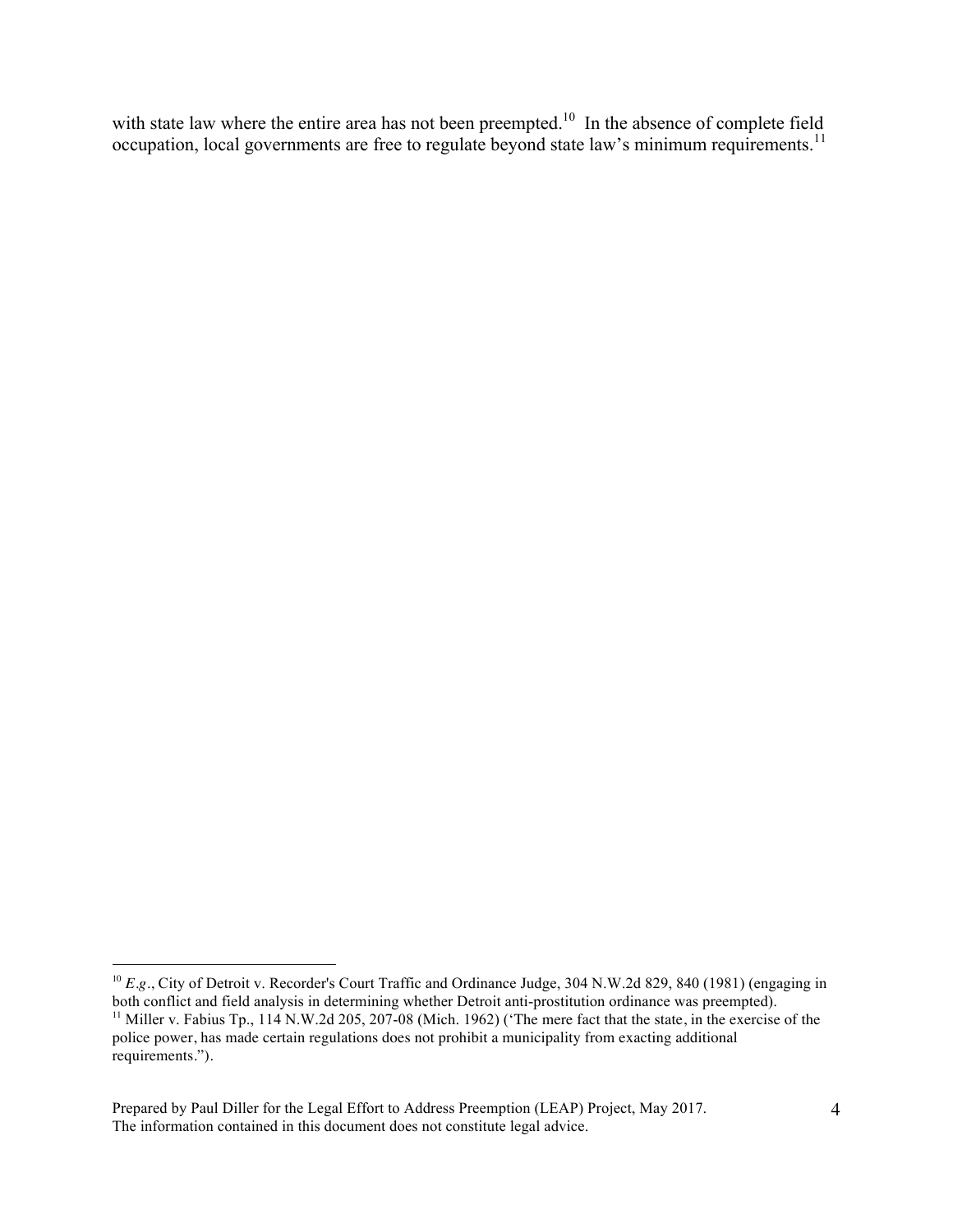with state law where the entire area has not been preempted.[10] In the absence of complete field occupation, local governments are free to regulate beyond state law's minimum requirements.[11]

---

[10] *E.g.*, City of Detroit v. Recorder's Court Traffic and Ordinance Judge, 304 N.W.2d 829, 840 (1981) (engaging in both conflict and field analysis in determining whether Detroit anti-prostitution ordinance was preempted).

[11] Miller v. Fabius Tp., 114 N.W.2d 205, 207-08 (Mich. 1962) ('The mere fact that the state, in the exercise of the police power, has made certain regulations does not prohibit a municipality from exacting additional requirements.").

Prepared by Paul Diller for the Legal Effort to Address Preemption (LEAP) Project, May 2017. The information contained in this document does not constitute legal advice.